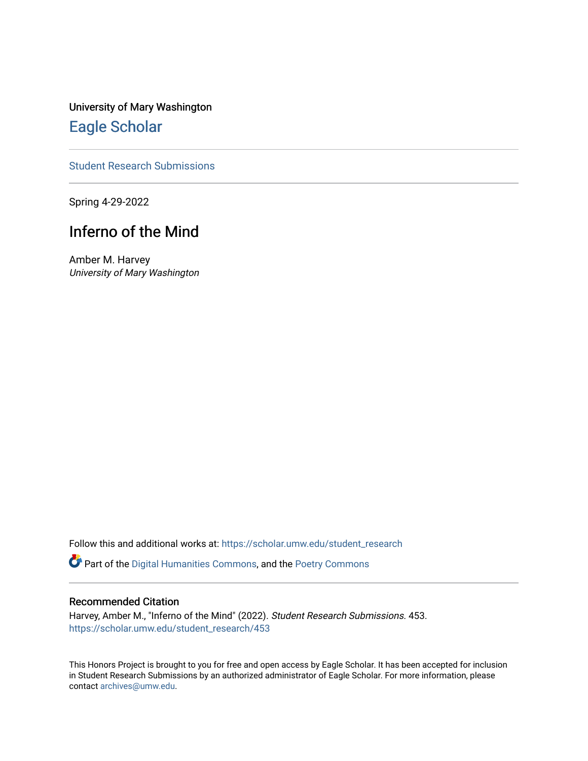University of Mary Washington

## Eagle Scholar

Student Research Submissions

Spring 4-29-2022

# Inferno of the Mind

Amber M. Harvey
*University of Mary Washington*

Follow this and additional works at: https://scholar.umw.edu/student_research

Part of the Digital Humanities Commons, and the Poetry Commons

### Recommended Citation

Harvey, Amber M., "Inferno of the Mind" (2022). *Student Research Submissions*. 453.
https://scholar.umw.edu/student_research/453

This Honors Project is brought to you for free and open access by Eagle Scholar. It has been accepted for inclusion in Student Research Submissions by an authorized administrator of Eagle Scholar. For more information, please contact archives@umw.edu.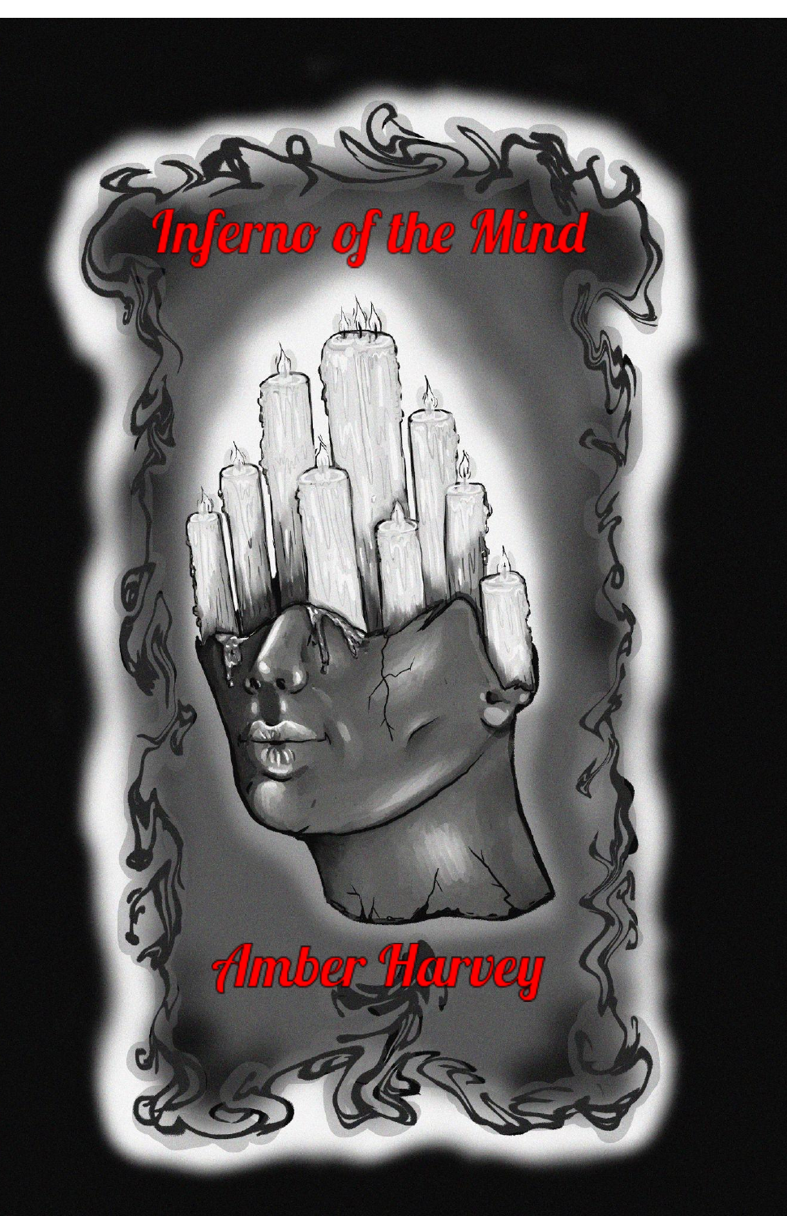# Inferno of the Mind

Amber Harvey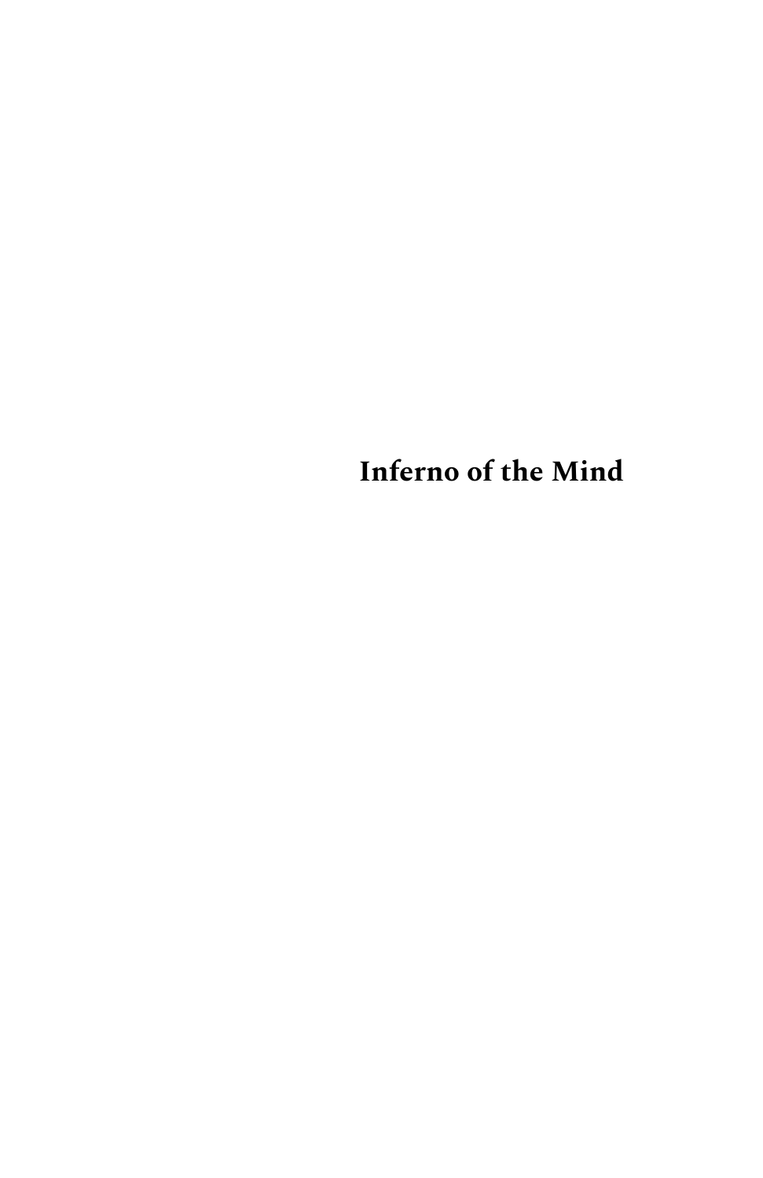# Inferno of the Mind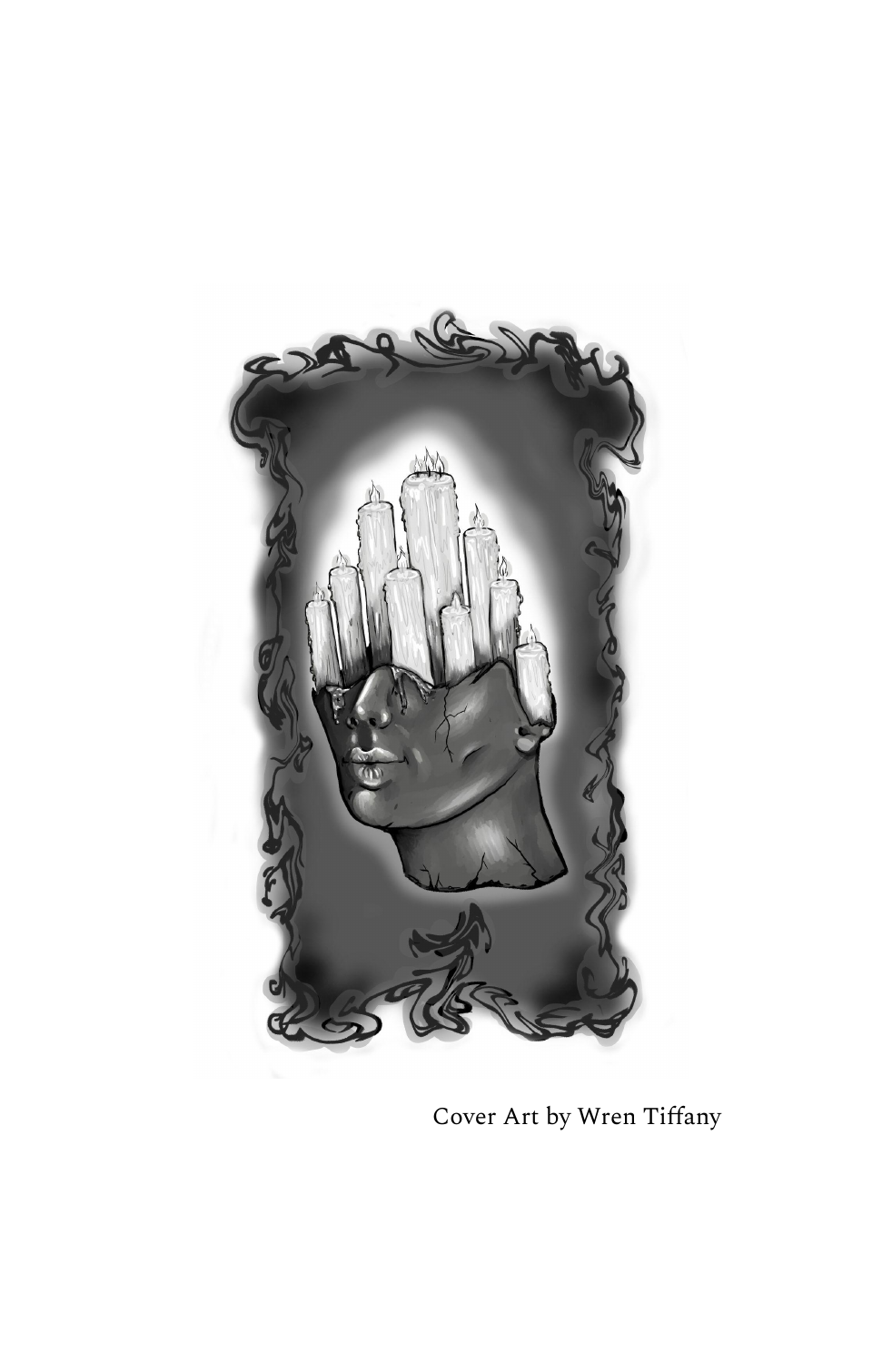Cover Art by Wren Tiffany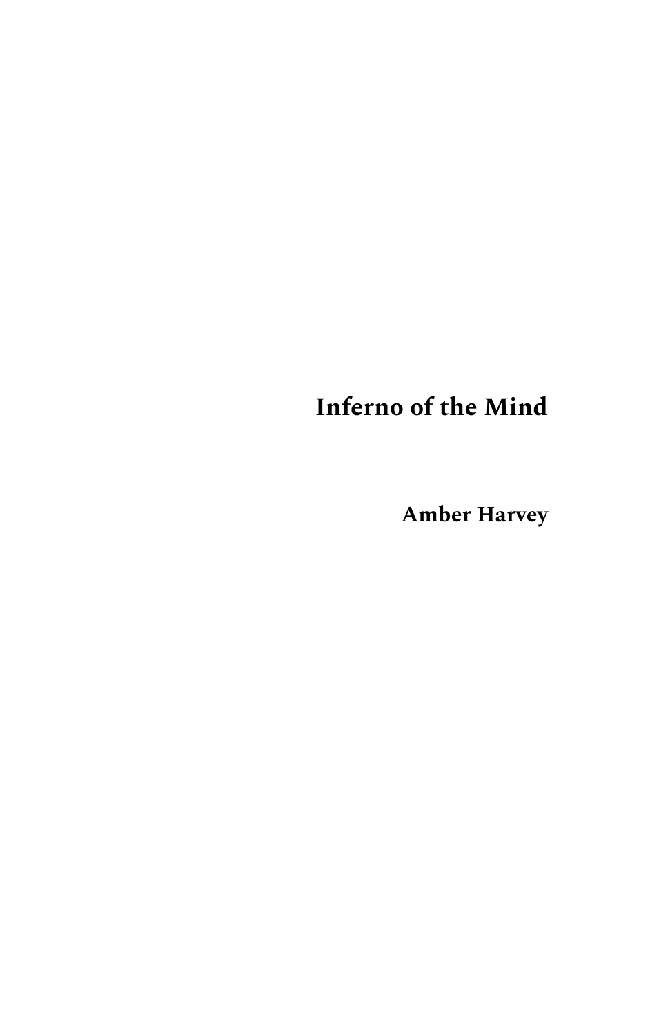# Inferno of the Mind

**Amber Harvey**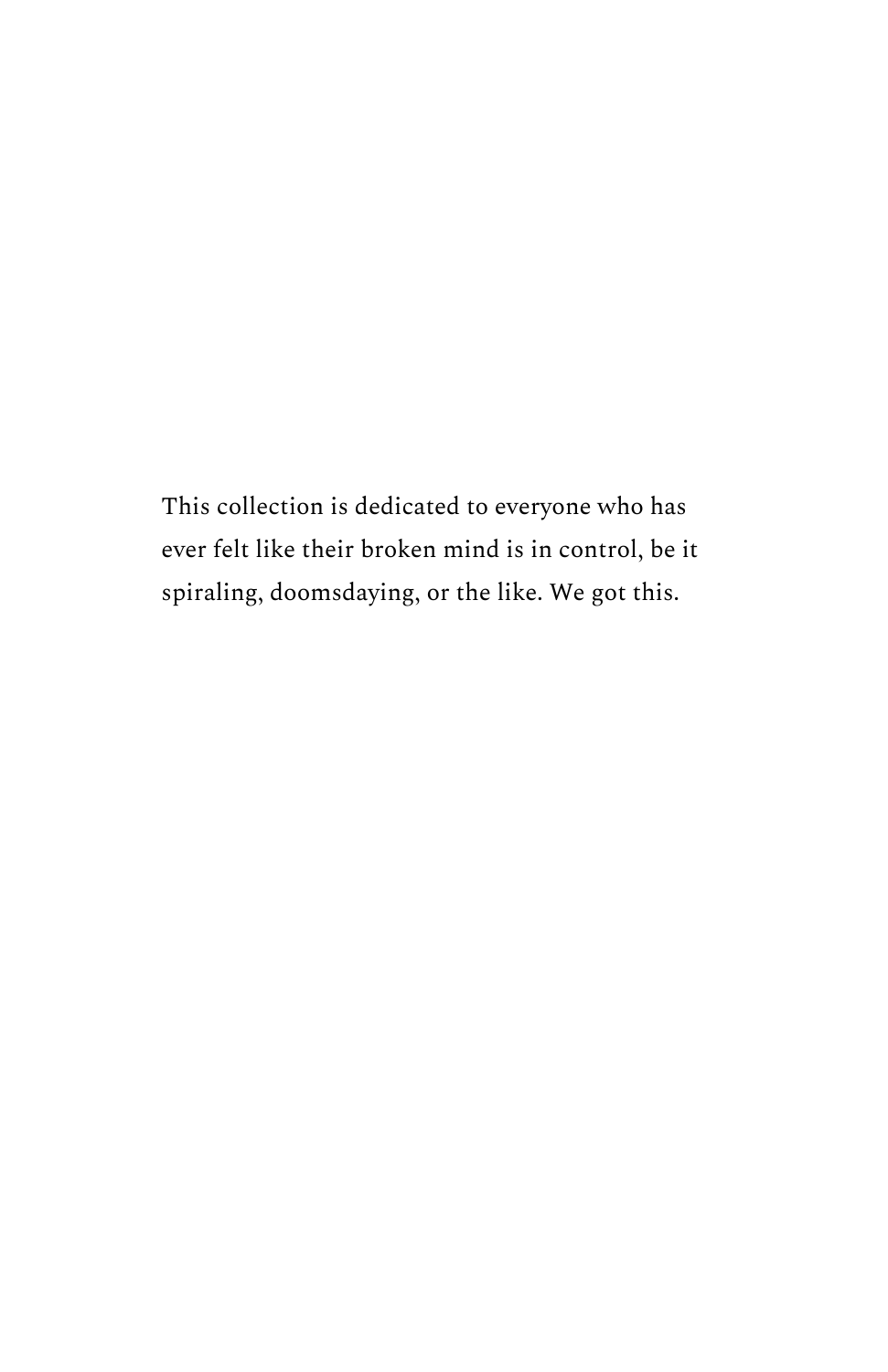This collection is dedicated to everyone who has ever felt like their broken mind is in control, be it spiraling, doomsdaying, or the like. We got this.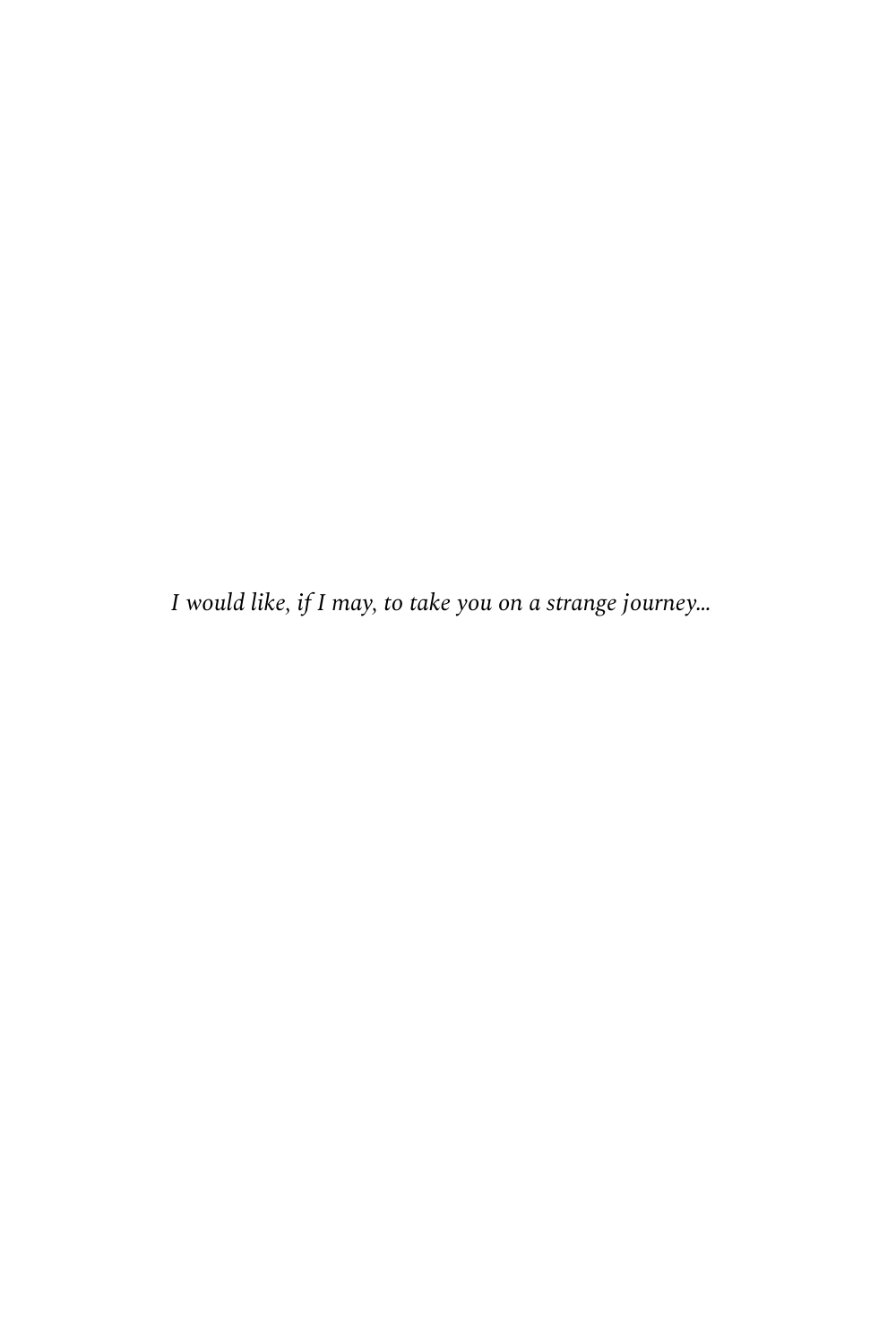*I would like, if I may, to take you on a strange journey...*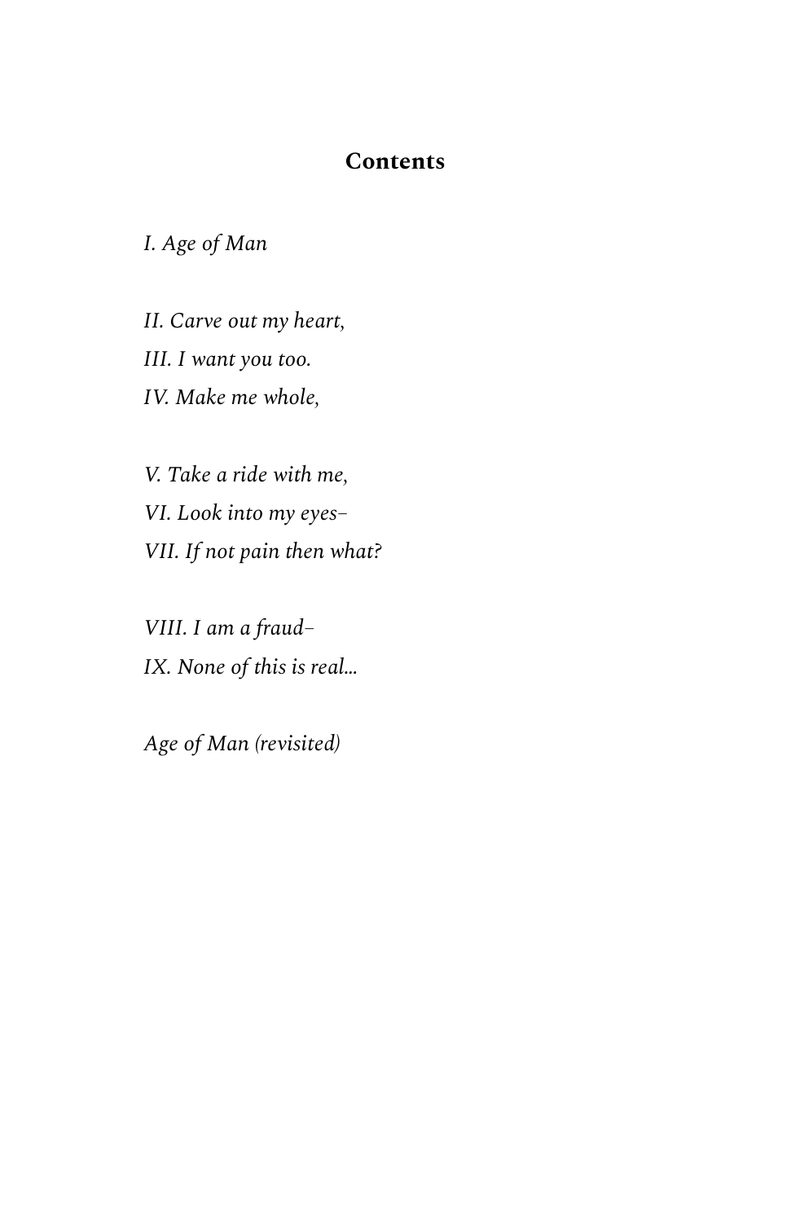## Contents

*I. Age of Man*

*II. Carve out my heart,*
*III. I want you too.*
*IV. Make me whole,*

*V. Take a ride with me,*
*VI. Look into my eyes–*
*VII. If not pain then what?*

*VIII. I am a fraud–*
*IX. None of this is real…*

*Age of Man (revisited)*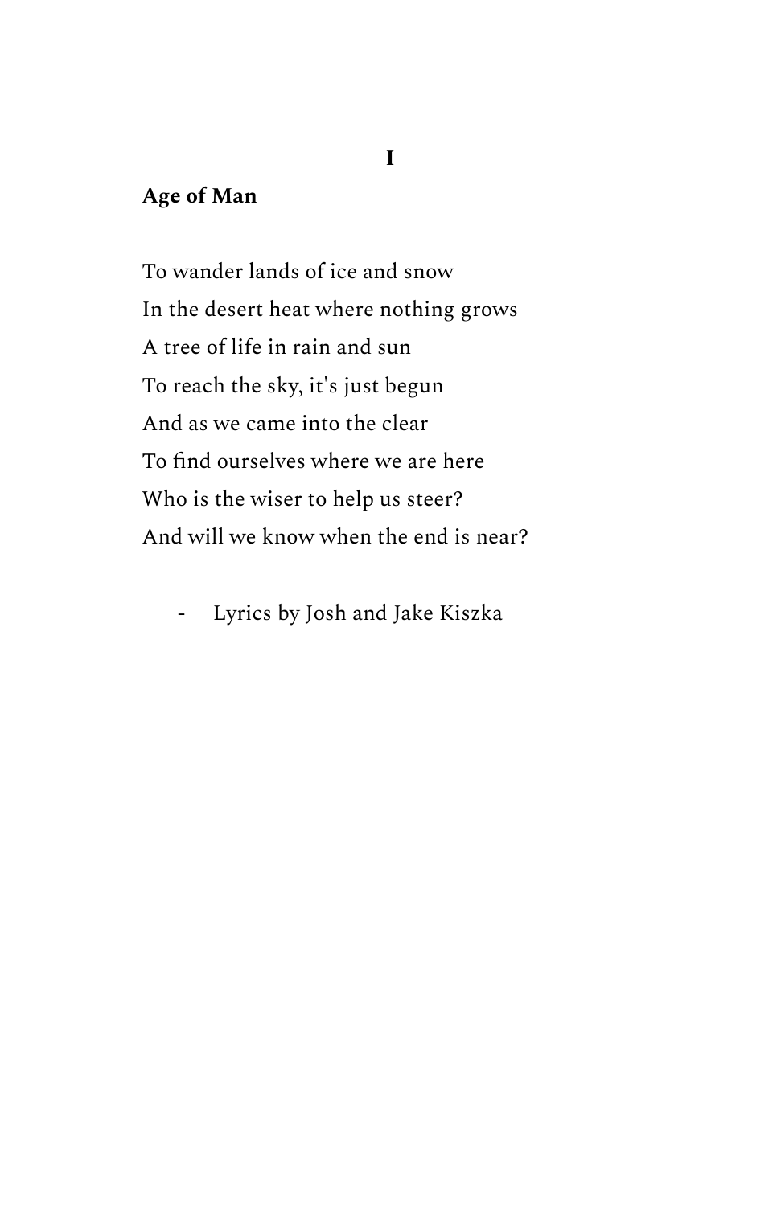**I**

## Age of Man

To wander lands of ice and snow
In the desert heat where nothing grows
A tree of life in rain and sun
To reach the sky, it's just begun
And as we came into the clear
To find ourselves where we are here
Who is the wiser to help us steer?
And will we know when the end is near?

- Lyrics by Josh and Jake Kiszka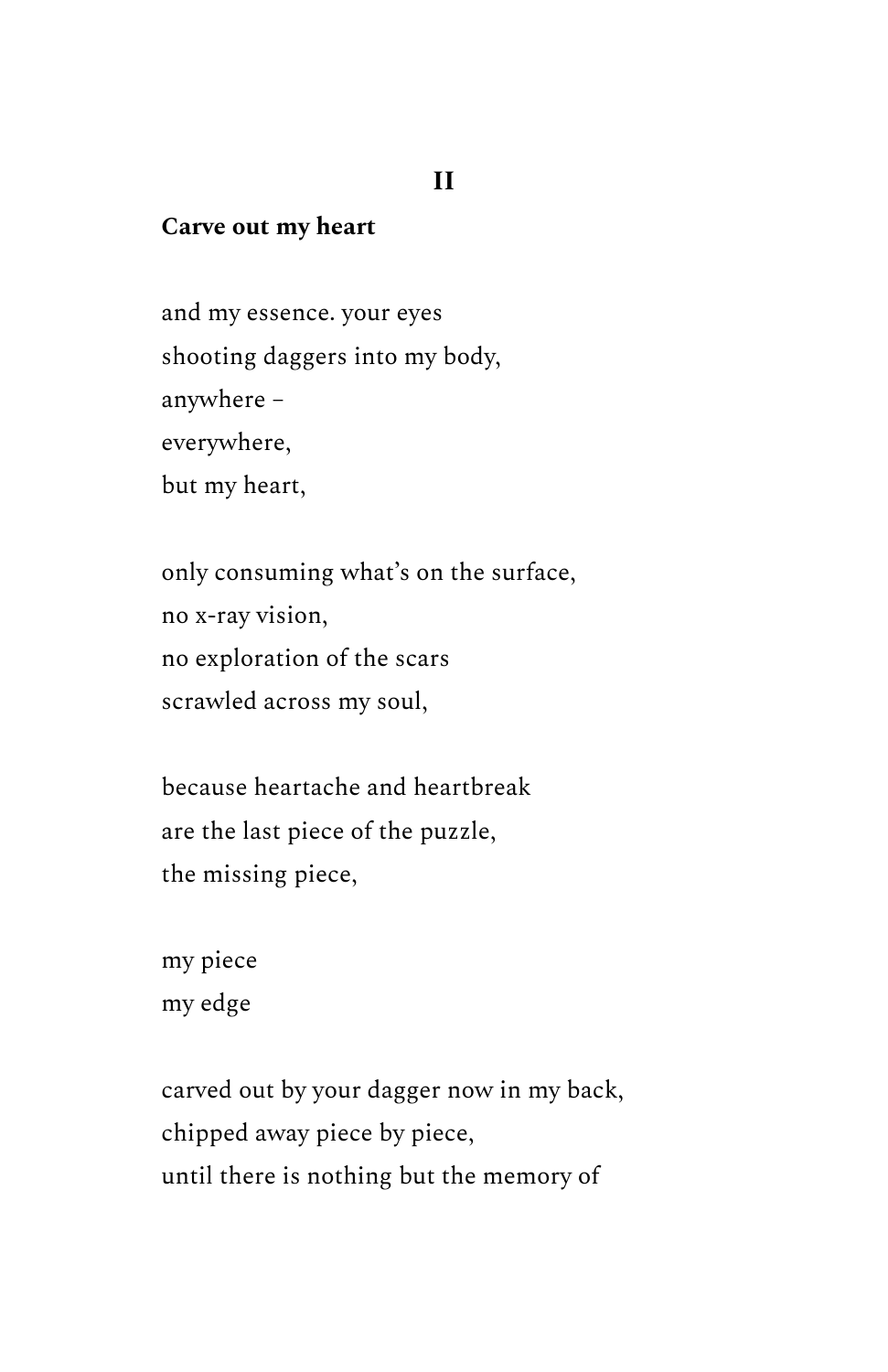**II**

**Carve out my heart**

and my essence. your eyes
shooting daggers into my body,
anywhere –
everywhere,
but my heart,

only consuming what's on the surface,
no x-ray vision,
no exploration of the scars
scrawled across my soul,

because heartache and heartbreak
are the last piece of the puzzle,
the missing piece,

my piece
my edge

carved out by your dagger now in my back,
chipped away piece by piece,
until there is nothing but the memory of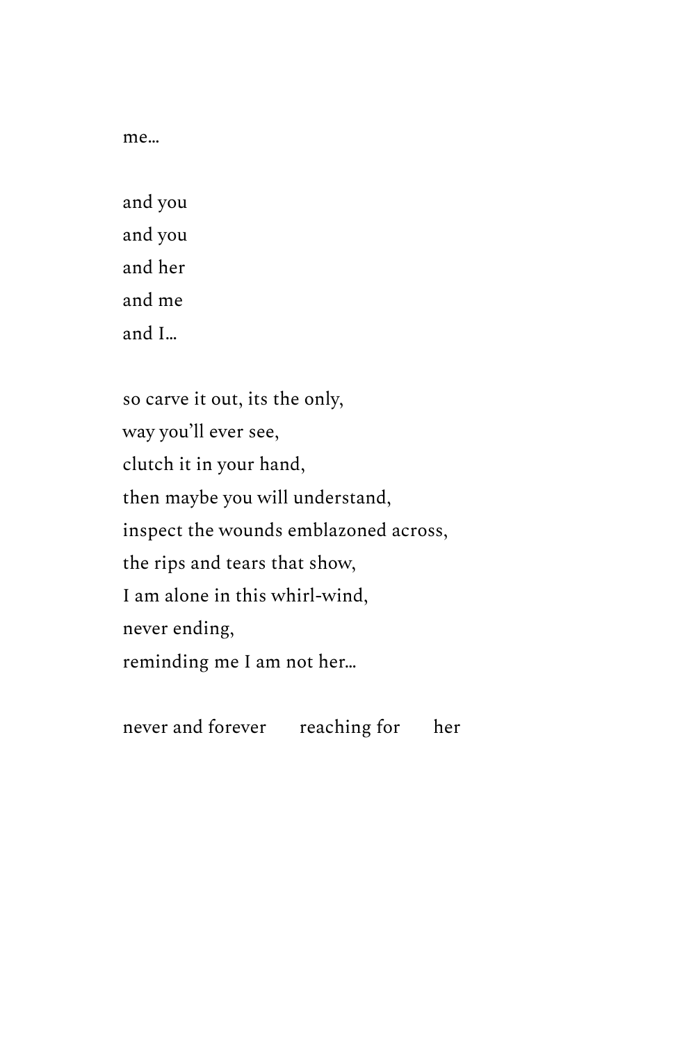me…

and you  
and you  
and her  
and me  
and I…

so carve it out, its the only,  
way you'll ever see,  
clutch it in your hand,  
then maybe you will understand,  
inspect the wounds emblazoned across,  
the rips and tears that show,  
I am alone in this whirl-wind,  
never ending,  
reminding me I am not her…

never and forever      reaching for      her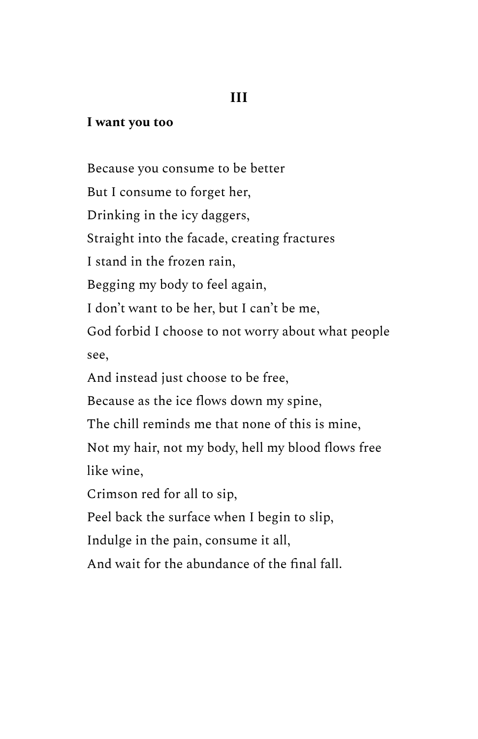### III

**I want you too**

Because you consume to be better  
But I consume to forget her,  
Drinking in the icy daggers,  
Straight into the facade, creating fractures  
I stand in the frozen rain,  
Begging my body to feel again,  
I don't want to be her, but I can't be me,  
God forbid I choose to not worry about what people see,  
And instead just choose to be free,  
Because as the ice flows down my spine,  
The chill reminds me that none of this is mine,  
Not my hair, not my body, hell my blood flows free like wine,  
Crimson red for all to sip,  
Peel back the surface when I begin to slip,  
Indulge in the pain, consume it all,  
And wait for the abundance of the final fall.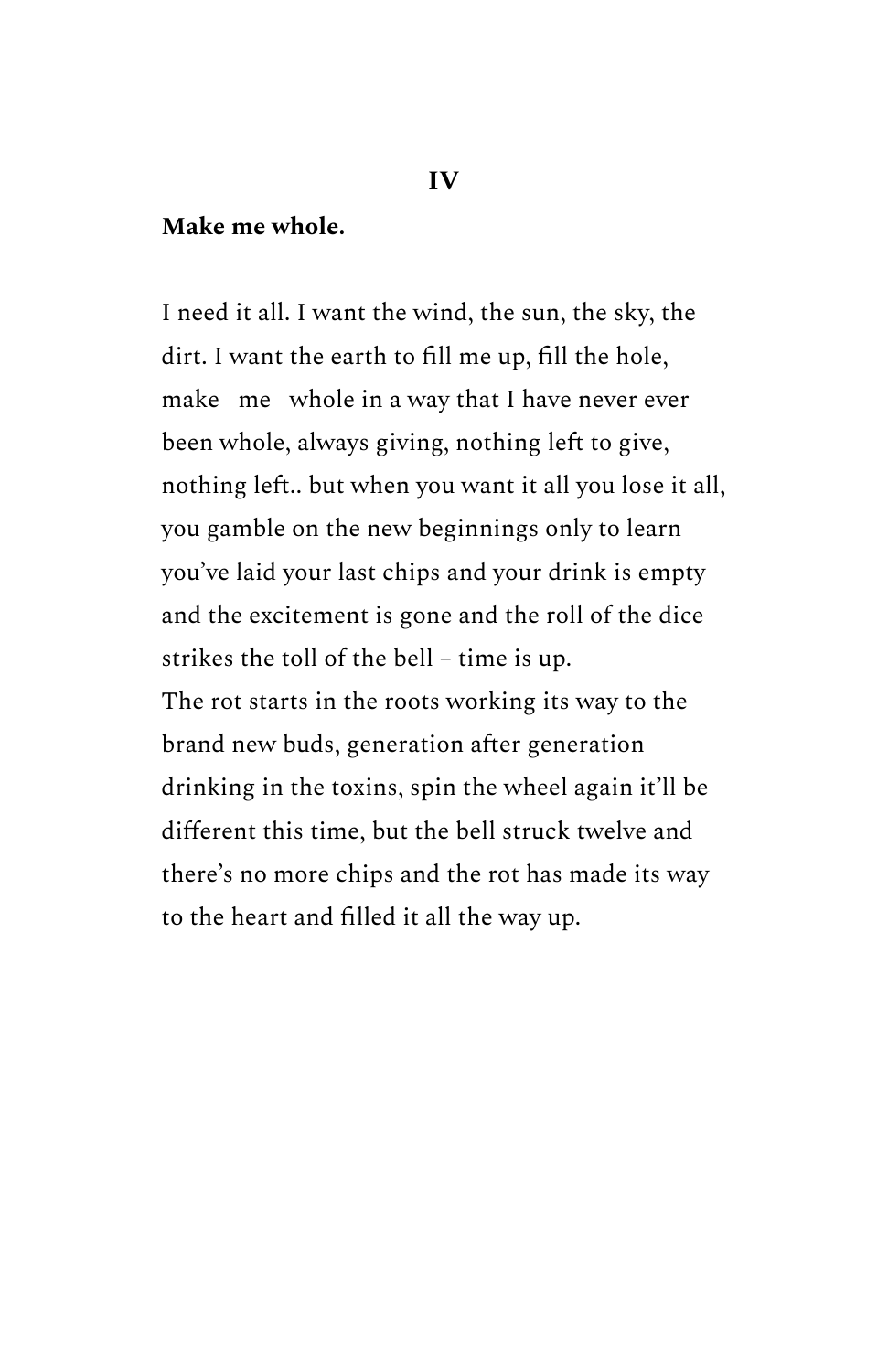## IV

**Make me whole.**

I need it all. I want the wind, the sun, the sky, the dirt. I want the earth to fill me up, fill the hole, make   me   whole in a way that I have never ever been whole, always giving, nothing left to give, nothing left.. but when you want it all you lose it all, you gamble on the new beginnings only to learn you've laid your last chips and your drink is empty and the excitement is gone and the roll of the dice strikes the toll of the bell – time is up.
The rot starts in the roots working its way to the brand new buds, generation after generation drinking in the toxins, spin the wheel again it'll be different this time, but the bell struck twelve and there's no more chips and the rot has made its way to the heart and filled it all the way up.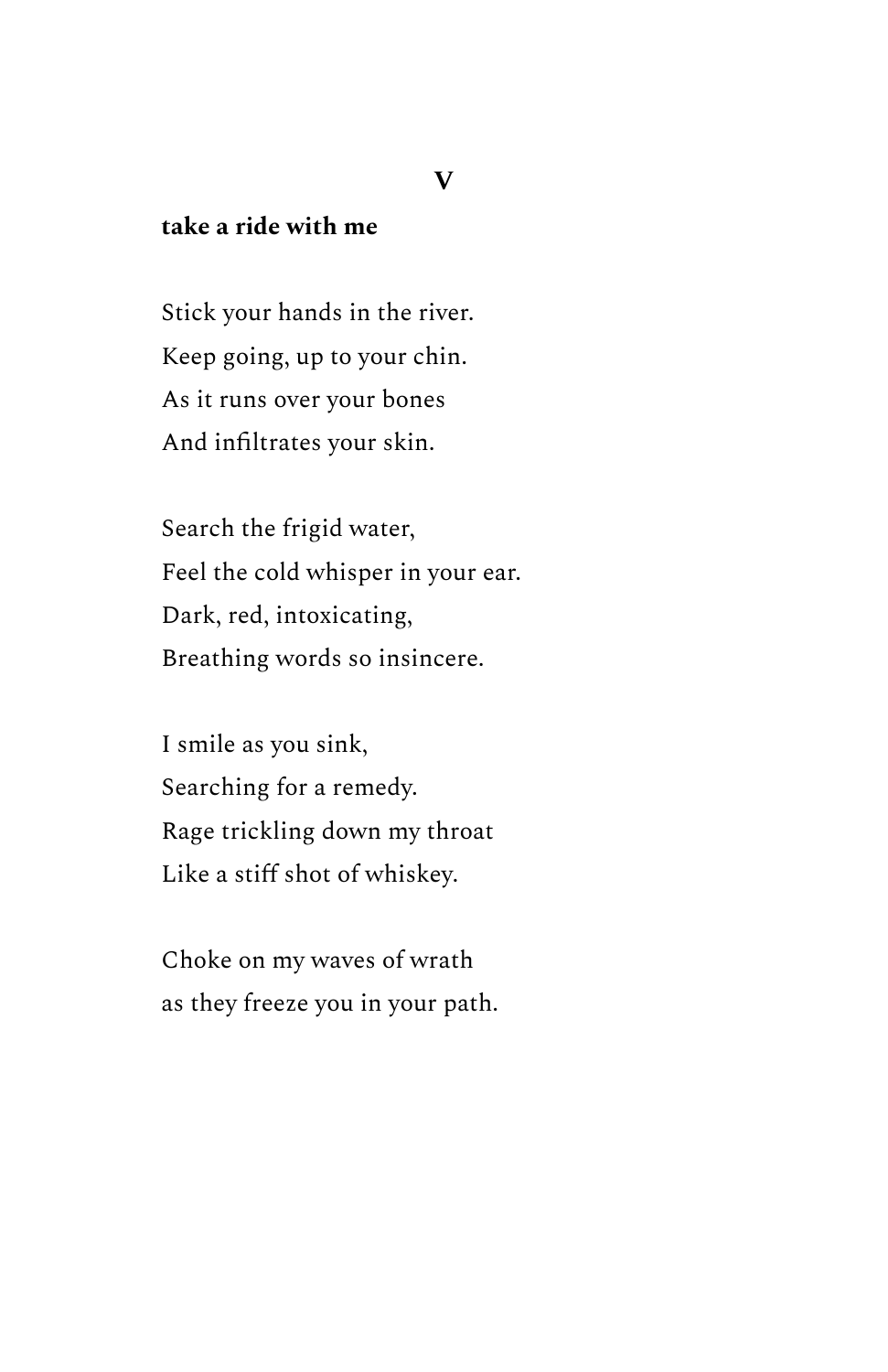**V**

**take a ride with me**

Stick your hands in the river.  
Keep going, up to your chin.  
As it runs over your bones  
And infiltrates your skin.

Search the frigid water,  
Feel the cold whisper in your ear.  
Dark, red, intoxicating,  
Breathing words so insincere.

I smile as you sink,  
Searching for a remedy.  
Rage trickling down my throat  
Like a stiff shot of whiskey.

Choke on my waves of wrath  
as they freeze you in your path.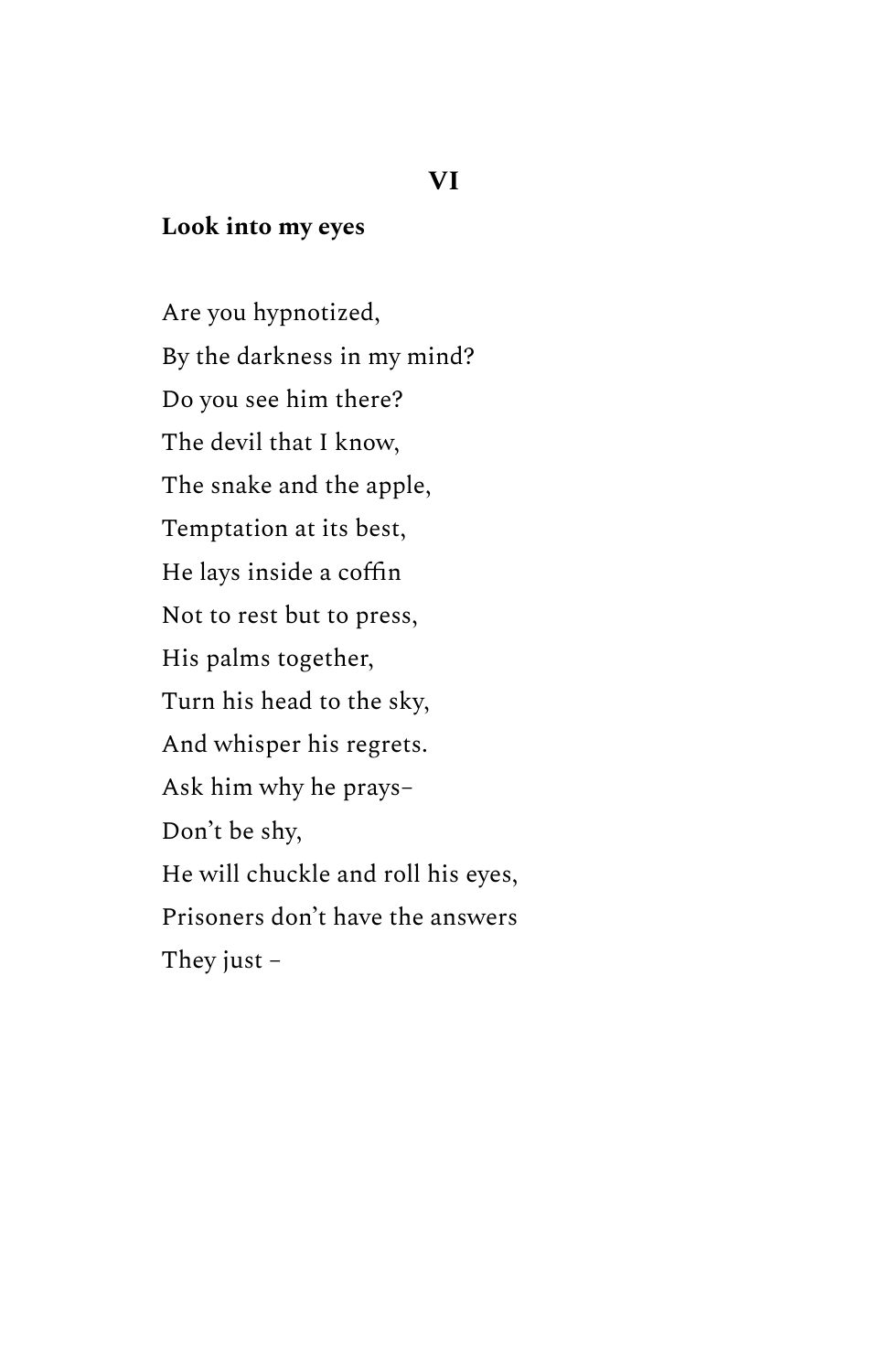## VI

**Look into my eyes**

Are you hypnotized,  
By the darkness in my mind?  
Do you see him there?  
The devil that I know,  
The snake and the apple,  
Temptation at its best,  
He lays inside a coffin  
Not to rest but to press,  
His palms together,  
Turn his head to the sky,  
And whisper his regrets.  
Ask him why he prays–  
Don't be shy,  
He will chuckle and roll his eyes,  
Prisoners don't have the answers  
They just –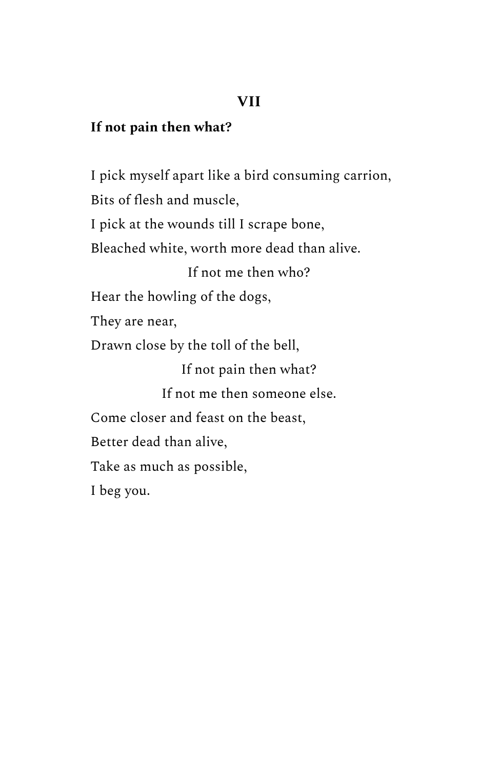## VII

**If not pain then what?**

I pick myself apart like a bird consuming carrion,
Bits of flesh and muscle,
I pick at the wounds till I scrape bone,
Bleached white, worth more dead than alive.

If not me then who?

Hear the howling of the dogs,
They are near,
Drawn close by the toll of the bell,

If not pain then what?
If not me then someone else.

Come closer and feast on the beast,
Better dead than alive,
Take as much as possible,
I beg you.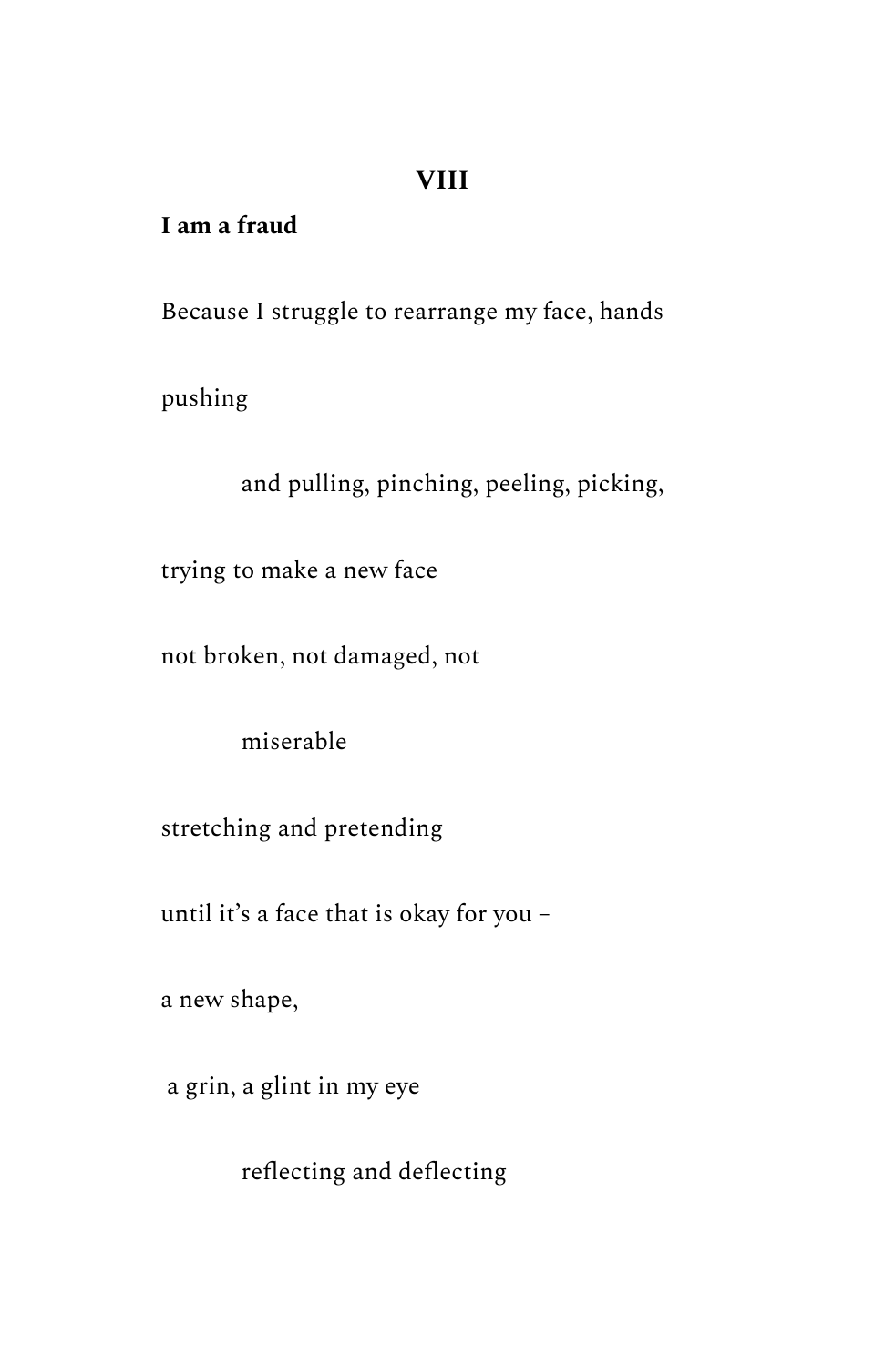## VIII

**I am a fraud**

Because I struggle to rearrange my face, hands

pushing

&emsp;&emsp;&emsp;and pulling, pinching, peeling, picking,

trying to make a new face

not broken, not damaged, not

&emsp;&emsp;&emsp;miserable

stretching and pretending

until it's a face that is okay for you –

a new shape,

a grin, a glint in my eye

&emsp;&emsp;&emsp;reflecting and deflecting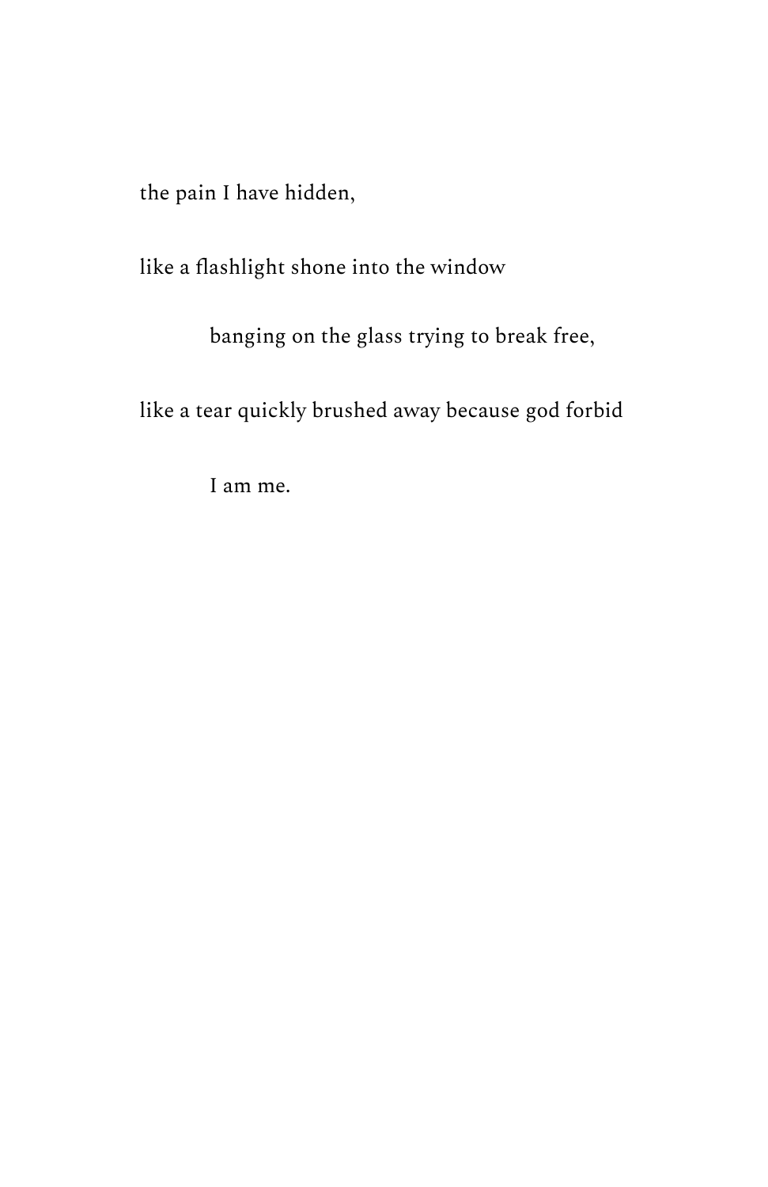the pain I have hidden,

like a flashlight shone into the window

&emsp;&emsp;&emsp;&emsp;banging on the glass trying to break free,

like a tear quickly brushed away because god forbid

&emsp;&emsp;&emsp;&emsp;I am me.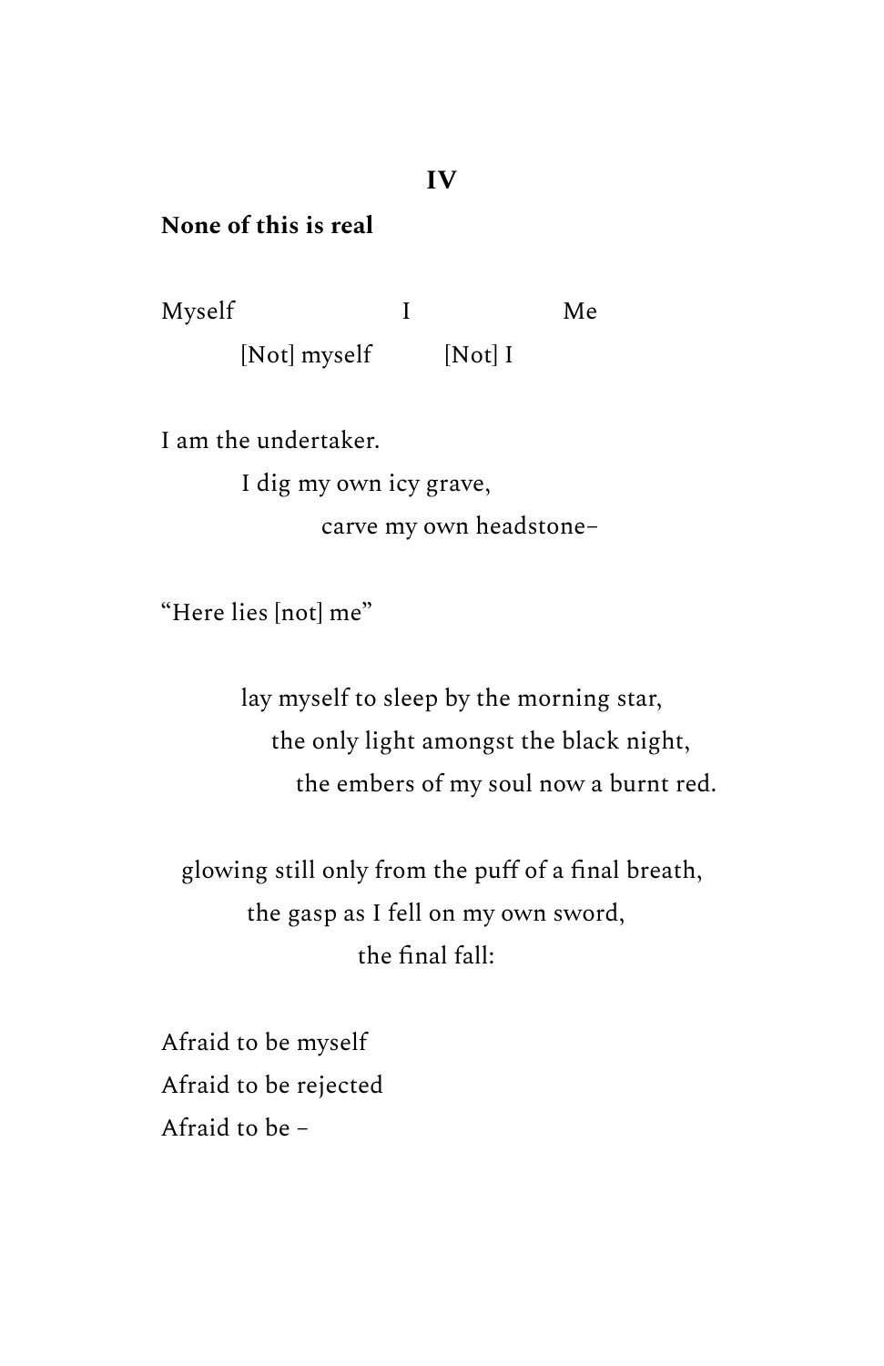## IV

**None of this is real**

Myself I Me
[Not] myself [Not] I

I am the undertaker.
I dig my own icy grave,
carve my own headstone–

"Here lies [not] me"

lay myself to sleep by the morning star,
the only light amongst the black night,
the embers of my soul now a burnt red.

glowing still only from the puff of a final breath,
the gasp as I fell on my own sword,
the final fall:

Afraid to be myself
Afraid to be rejected
Afraid to be –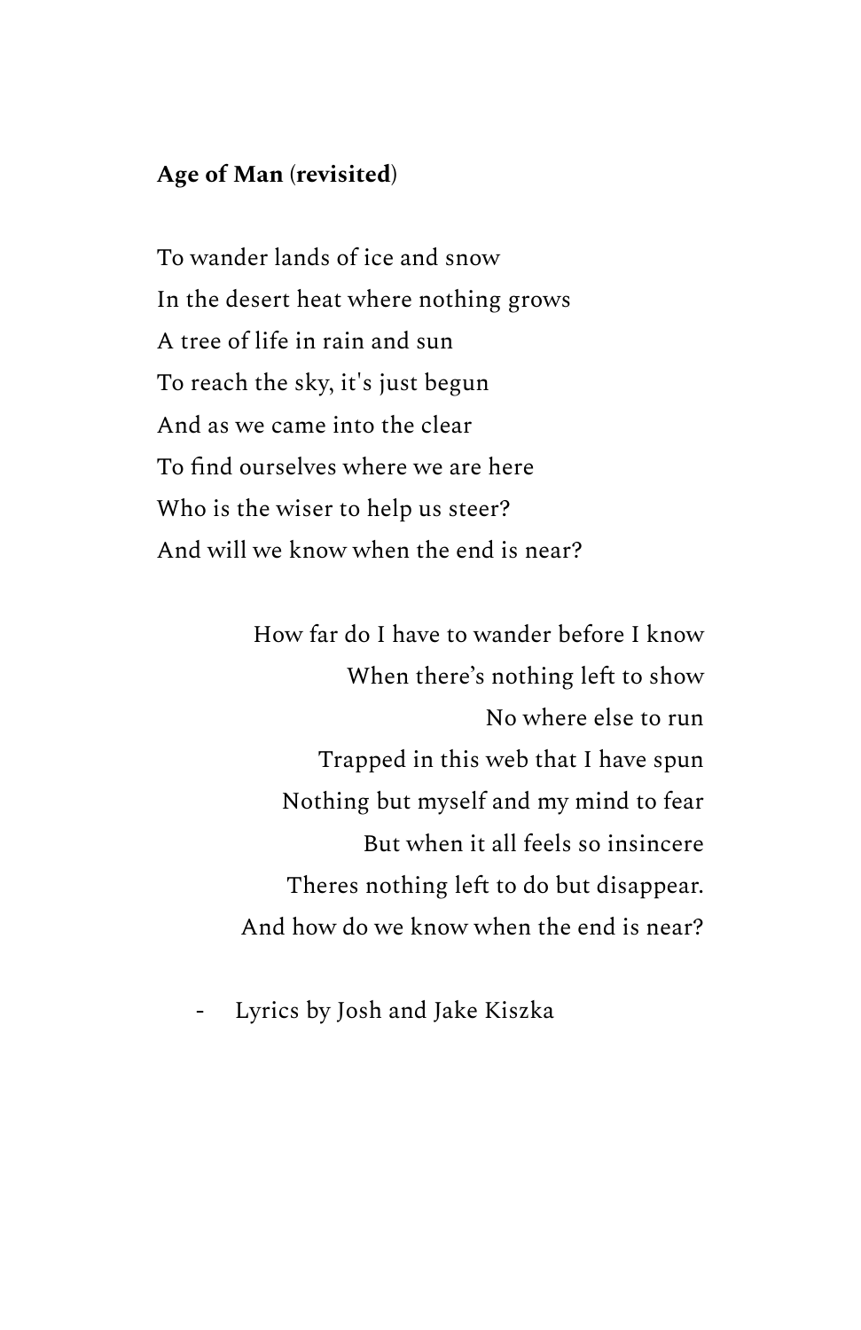**Age of Man (revisited)**

To wander lands of ice and snow  
In the desert heat where nothing grows  
A tree of life in rain and sun  
To reach the sky, it's just begun  
And as we came into the clear  
To find ourselves where we are here  
Who is the wiser to help us steer?  
And will we know when the end is near?

How far do I have to wander before I know  
When there's nothing left to show  
No where else to run  
Trapped in this web that I have spun  
Nothing but myself and my mind to fear  
But when it all feels so insincere  
Theres nothing left to do but disappear.  
And how do we know when the end is near?

- Lyrics by Josh and Jake Kiszka